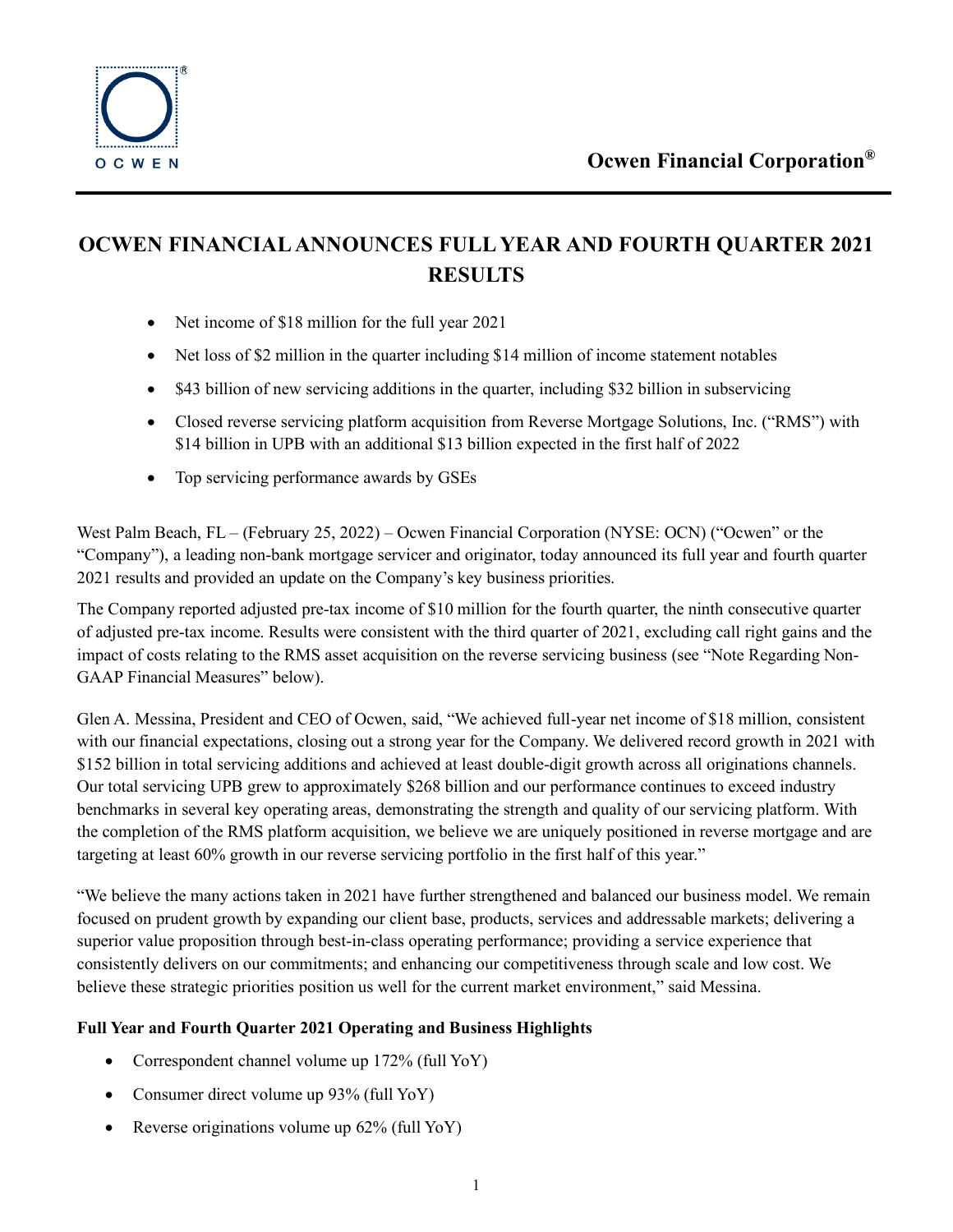Ocwen Financial Corporation®

# OCWEN FINANCIAL ANNOUNCES FULL YEAR AND FOURTH QUARTER 2021 RESULTS

- Net income of $18 million for the full year 2021
- Net loss of $2 million in the quarter including $14 million of income statement notables
- $43 billion of new servicing additions in the quarter, including $32 billion in subservicing
- Closed reverse servicing platform acquisition from Reverse Mortgage Solutions, Inc. ("RMS") with $14 billion in UPB with an additional $13 billion expected in the first half of 2022
- Top servicing performance awards by GSEs

West Palm Beach, FL – (February 25, 2022) – Ocwen Financial Corporation (NYSE: OCN) ("Ocwen" or the "Company"), a leading non-bank mortgage servicer and originator, today announced its full year and fourth quarter 2021 results and provided an update on the Company's key business priorities.

The Company reported adjusted pre-tax income of $10 million for the fourth quarter, the ninth consecutive quarter of adjusted pre-tax income. Results were consistent with the third quarter of 2021, excluding call right gains and the impact of costs relating to the RMS asset acquisition on the reverse servicing business (see "Note Regarding Non-GAAP Financial Measures" below).

Glen A. Messina, President and CEO of Ocwen, said, "We achieved full-year net income of $18 million, consistent with our financial expectations, closing out a strong year for the Company. We delivered record growth in 2021 with $152 billion in total servicing additions and achieved at least double-digit growth across all originations channels. Our total servicing UPB grew to approximately $268 billion and our performance continues to exceed industry benchmarks in several key operating areas, demonstrating the strength and quality of our servicing platform. With the completion of the RMS platform acquisition, we believe we are uniquely positioned in reverse mortgage and are targeting at least 60% growth in our reverse servicing portfolio in the first half of this year."

"We believe the many actions taken in 2021 have further strengthened and balanced our business model. We remain focused on prudent growth by expanding our client base, products, services and addressable markets; delivering a superior value proposition through best-in-class operating performance; providing a service experience that consistently delivers on our commitments; and enhancing our competitiveness through scale and low cost. We believe these strategic priorities position us well for the current market environment," said Messina.

### Full Year and Fourth Quarter 2021 Operating and Business Highlights

- Correspondent channel volume up 172% (full YoY)
- Consumer direct volume up 93% (full YoY)
- Reverse originations volume up 62% (full YoY)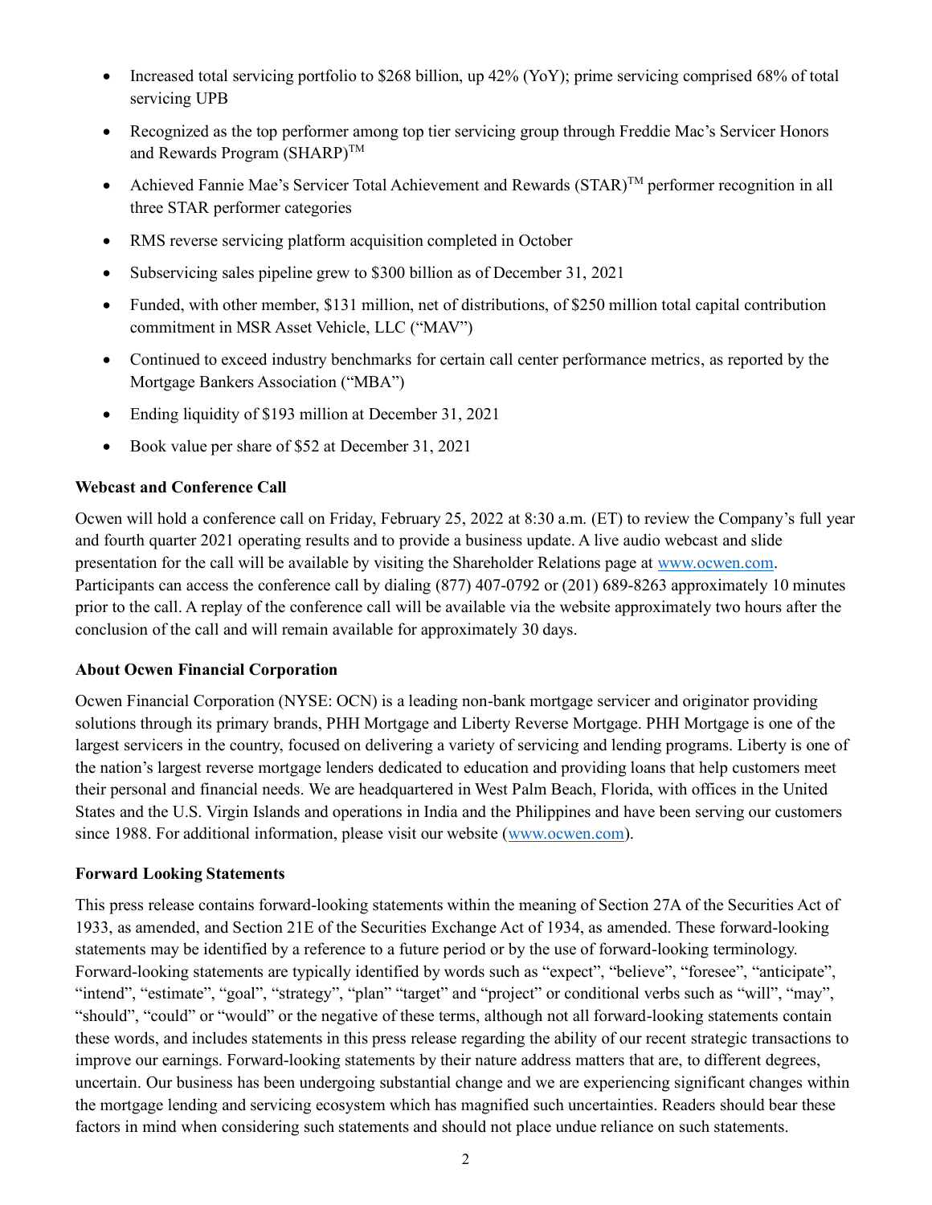- Increased total servicing portfolio to $268 billion, up 42% (YoY); prime servicing comprised 68% of total servicing UPB
- Recognized as the top performer among top tier servicing group through Freddie Mac's Servicer Honors and Rewards Program (SHARP)™
- Achieved Fannie Mae's Servicer Total Achievement and Rewards (STAR)™ performer recognition in all three STAR performer categories
- RMS reverse servicing platform acquisition completed in October
- Subservicing sales pipeline grew to $300 billion as of December 31, 2021
- Funded, with other member, $131 million, net of distributions, of $250 million total capital contribution commitment in MSR Asset Vehicle, LLC ("MAV")
- Continued to exceed industry benchmarks for certain call center performance metrics, as reported by the Mortgage Bankers Association ("MBA")
- Ending liquidity of $193 million at December 31, 2021
- Book value per share of $52 at December 31, 2021

**Webcast and Conference Call**

Ocwen will hold a conference call on Friday, February 25, 2022 at 8:30 a.m. (ET) to review the Company's full year and fourth quarter 2021 operating results and to provide a business update. A live audio webcast and slide presentation for the call will be available by visiting the Shareholder Relations page at www.ocwen.com. Participants can access the conference call by dialing (877) 407-0792 or (201) 689-8263 approximately 10 minutes prior to the call. A replay of the conference call will be available via the website approximately two hours after the conclusion of the call and will remain available for approximately 30 days.

**About Ocwen Financial Corporation**

Ocwen Financial Corporation (NYSE: OCN) is a leading non-bank mortgage servicer and originator providing solutions through its primary brands, PHH Mortgage and Liberty Reverse Mortgage. PHH Mortgage is one of the largest servicers in the country, focused on delivering a variety of servicing and lending programs. Liberty is one of the nation's largest reverse mortgage lenders dedicated to education and providing loans that help customers meet their personal and financial needs. We are headquartered in West Palm Beach, Florida, with offices in the United States and the U.S. Virgin Islands and operations in India and the Philippines and have been serving our customers since 1988. For additional information, please visit our website (www.ocwen.com).

**Forward Looking Statements**

This press release contains forward-looking statements within the meaning of Section 27A of the Securities Act of 1933, as amended, and Section 21E of the Securities Exchange Act of 1934, as amended. These forward-looking statements may be identified by a reference to a future period or by the use of forward-looking terminology. Forward-looking statements are typically identified by words such as "expect", "believe", "foresee", "anticipate", "intend", "estimate", "goal", "strategy", "plan" "target" and "project" or conditional verbs such as "will", "may", "should", "could" or "would" or the negative of these terms, although not all forward-looking statements contain these words, and includes statements in this press release regarding the ability of our recent strategic transactions to improve our earnings. Forward-looking statements by their nature address matters that are, to different degrees, uncertain. Our business has been undergoing substantial change and we are experiencing significant changes within the mortgage lending and servicing ecosystem which has magnified such uncertainties. Readers should bear these factors in mind when considering such statements and should not place undue reliance on such statements.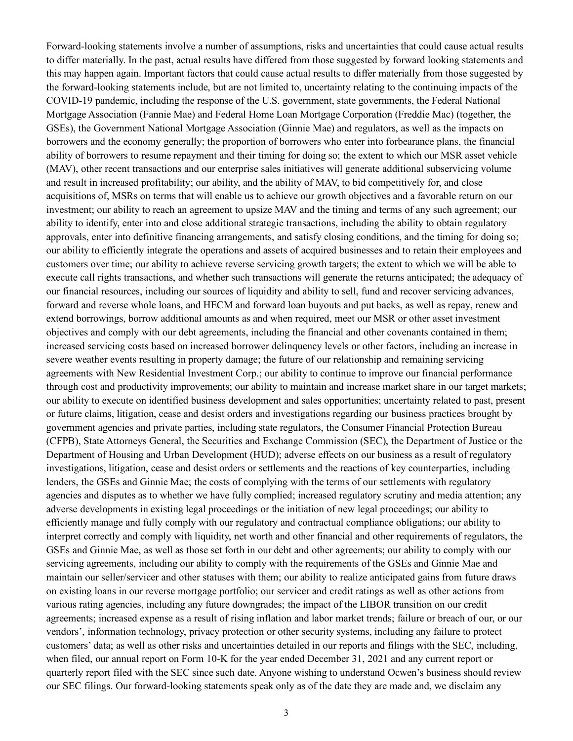Forward-looking statements involve a number of assumptions, risks and uncertainties that could cause actual results to differ materially. In the past, actual results have differed from those suggested by forward looking statements and this may happen again. Important factors that could cause actual results to differ materially from those suggested by the forward-looking statements include, but are not limited to, uncertainty relating to the continuing impacts of the COVID-19 pandemic, including the response of the U.S. government, state governments, the Federal National Mortgage Association (Fannie Mae) and Federal Home Loan Mortgage Corporation (Freddie Mac) (together, the GSEs), the Government National Mortgage Association (Ginnie Mae) and regulators, as well as the impacts on borrowers and the economy generally; the proportion of borrowers who enter into forbearance plans, the financial ability of borrowers to resume repayment and their timing for doing so; the extent to which our MSR asset vehicle (MAV), other recent transactions and our enterprise sales initiatives will generate additional subservicing volume and result in increased profitability; our ability, and the ability of MAV, to bid competitively for, and close acquisitions of, MSRs on terms that will enable us to achieve our growth objectives and a favorable return on our investment; our ability to reach an agreement to upsize MAV and the timing and terms of any such agreement; our ability to identify, enter into and close additional strategic transactions, including the ability to obtain regulatory approvals, enter into definitive financing arrangements, and satisfy closing conditions, and the timing for doing so; our ability to efficiently integrate the operations and assets of acquired businesses and to retain their employees and customers over time; our ability to achieve reverse servicing growth targets; the extent to which we will be able to execute call rights transactions, and whether such transactions will generate the returns anticipated; the adequacy of our financial resources, including our sources of liquidity and ability to sell, fund and recover servicing advances, forward and reverse whole loans, and HECM and forward loan buyouts and put backs, as well as repay, renew and extend borrowings, borrow additional amounts as and when required, meet our MSR or other asset investment objectives and comply with our debt agreements, including the financial and other covenants contained in them; increased servicing costs based on increased borrower delinquency levels or other factors, including an increase in severe weather events resulting in property damage; the future of our relationship and remaining servicing agreements with New Residential Investment Corp.; our ability to continue to improve our financial performance through cost and productivity improvements; our ability to maintain and increase market share in our target markets; our ability to execute on identified business development and sales opportunities; uncertainty related to past, present or future claims, litigation, cease and desist orders and investigations regarding our business practices brought by government agencies and private parties, including state regulators, the Consumer Financial Protection Bureau (CFPB), State Attorneys General, the Securities and Exchange Commission (SEC), the Department of Justice or the Department of Housing and Urban Development (HUD); adverse effects on our business as a result of regulatory investigations, litigation, cease and desist orders or settlements and the reactions of key counterparties, including lenders, the GSEs and Ginnie Mae; the costs of complying with the terms of our settlements with regulatory agencies and disputes as to whether we have fully complied; increased regulatory scrutiny and media attention; any adverse developments in existing legal proceedings or the initiation of new legal proceedings; our ability to efficiently manage and fully comply with our regulatory and contractual compliance obligations; our ability to interpret correctly and comply with liquidity, net worth and other financial and other requirements of regulators, the GSEs and Ginnie Mae, as well as those set forth in our debt and other agreements; our ability to comply with our servicing agreements, including our ability to comply with the requirements of the GSEs and Ginnie Mae and maintain our seller/servicer and other statuses with them; our ability to realize anticipated gains from future draws on existing loans in our reverse mortgage portfolio; our servicer and credit ratings as well as other actions from various rating agencies, including any future downgrades; the impact of the LIBOR transition on our credit agreements; increased expense as a result of rising inflation and labor market trends; failure or breach of our, or our vendors', information technology, privacy protection or other security systems, including any failure to protect customers' data; as well as other risks and uncertainties detailed in our reports and filings with the SEC, including, when filed, our annual report on Form 10-K for the year ended December 31, 2021 and any current report or quarterly report filed with the SEC since such date. Anyone wishing to understand Ocwen's business should review our SEC filings. Our forward-looking statements speak only as of the date they are made and, we disclaim any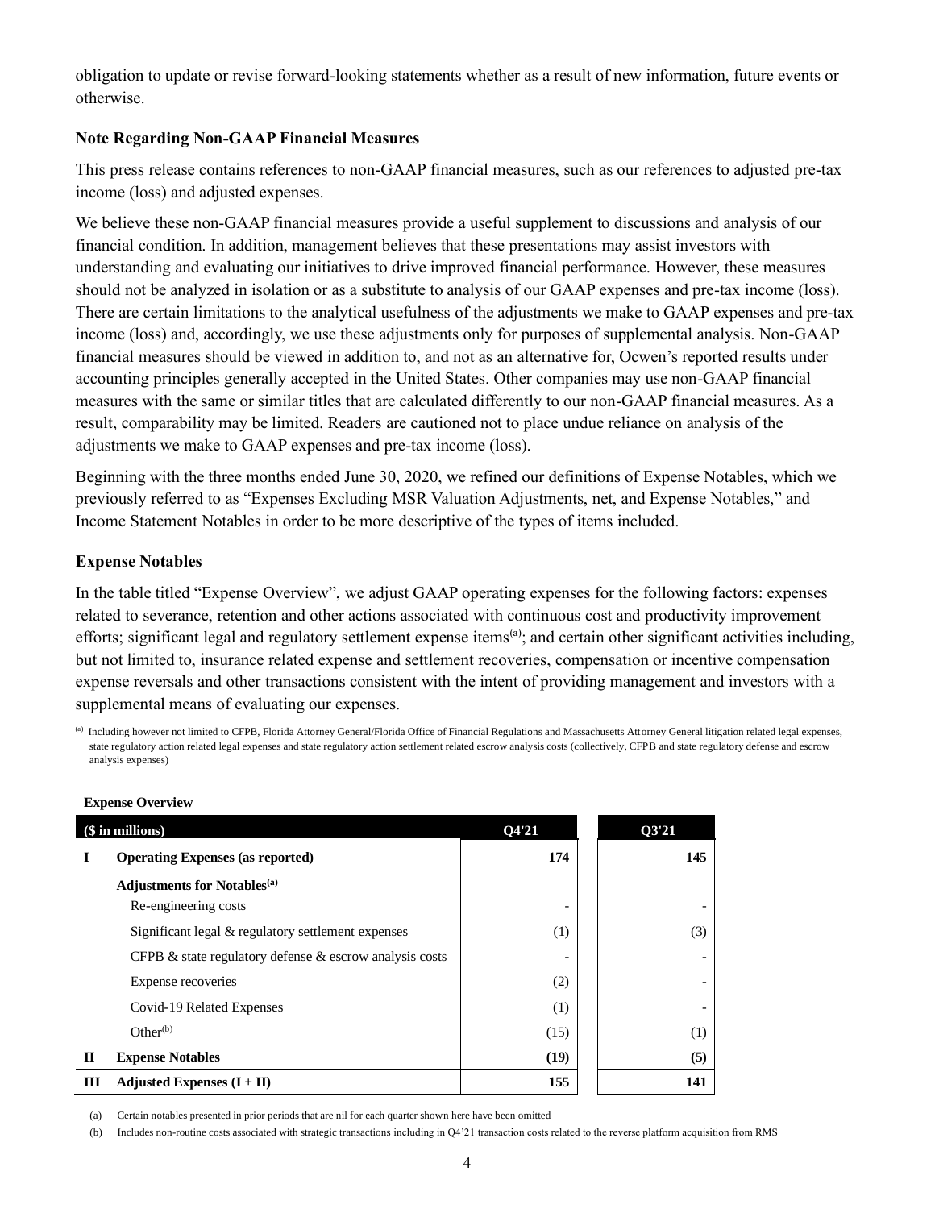obligation to update or revise forward-looking statements whether as a result of new information, future events or otherwise.

**Note Regarding Non-GAAP Financial Measures**

This press release contains references to non-GAAP financial measures, such as our references to adjusted pre-tax income (loss) and adjusted expenses.

We believe these non-GAAP financial measures provide a useful supplement to discussions and analysis of our financial condition. In addition, management believes that these presentations may assist investors with understanding and evaluating our initiatives to drive improved financial performance. However, these measures should not be analyzed in isolation or as a substitute to analysis of our GAAP expenses and pre-tax income (loss). There are certain limitations to the analytical usefulness of the adjustments we make to GAAP expenses and pre-tax income (loss) and, accordingly, we use these adjustments only for purposes of supplemental analysis. Non-GAAP financial measures should be viewed in addition to, and not as an alternative for, Ocwen's reported results under accounting principles generally accepted in the United States. Other companies may use non-GAAP financial measures with the same or similar titles that are calculated differently to our non-GAAP financial measures. As a result, comparability may be limited. Readers are cautioned not to place undue reliance on analysis of the adjustments we make to GAAP expenses and pre-tax income (loss).

Beginning with the three months ended June 30, 2020, we refined our definitions of Expense Notables, which we previously referred to as "Expenses Excluding MSR Valuation Adjustments, net, and Expense Notables," and Income Statement Notables in order to be more descriptive of the types of items included.

**Expense Notables**

In the table titled "Expense Overview", we adjust GAAP operating expenses for the following factors: expenses related to severance, retention and other actions associated with continuous cost and productivity improvement efforts; significant legal and regulatory settlement expense items[a]; and certain other significant activities including, but not limited to, insurance related expense and settlement recoveries, compensation or incentive compensation expense reversals and other transactions consistent with the intent of providing management and investors with a supplemental means of evaluating our expenses.

[a] Including however not limited to CFPB, Florida Attorney General/Florida Office of Financial Regulations and Massachusetts Attorney General litigation related legal expenses, state regulatory action related legal expenses and state regulatory action settlement related escrow analysis costs (collectively, CFPB and state regulatory defense and escrow analysis expenses)

**Expense Overview**

| | ($ in millions) | Q4'21 | Q3'21 |
|---|---|---|---|
| **I** | **Operating Expenses (as reported)** | **174** | **145** |
| | **Adjustments for Notables[a]** | | |
| | Re-engineering costs | - | - |
| | Significant legal & regulatory settlement expenses | (1) | (3) |
| | CFPB & state regulatory defense & escrow analysis costs | - | - |
| | Expense recoveries | (2) | - |
| | Covid-19 Related Expenses | (1) | - |
| | Other[b] | (15) | (1) |
| **II** | **Expense Notables** | **(19)** | **(5)** |
| **III** | **Adjusted Expenses (I + II)** | **155** | **141** |

(a) Certain notables presented in prior periods that are nil for each quarter shown here have been omitted

(b) Includes non-routine costs associated with strategic transactions including in Q4'21 transaction costs related to the reverse platform acquisition from RMS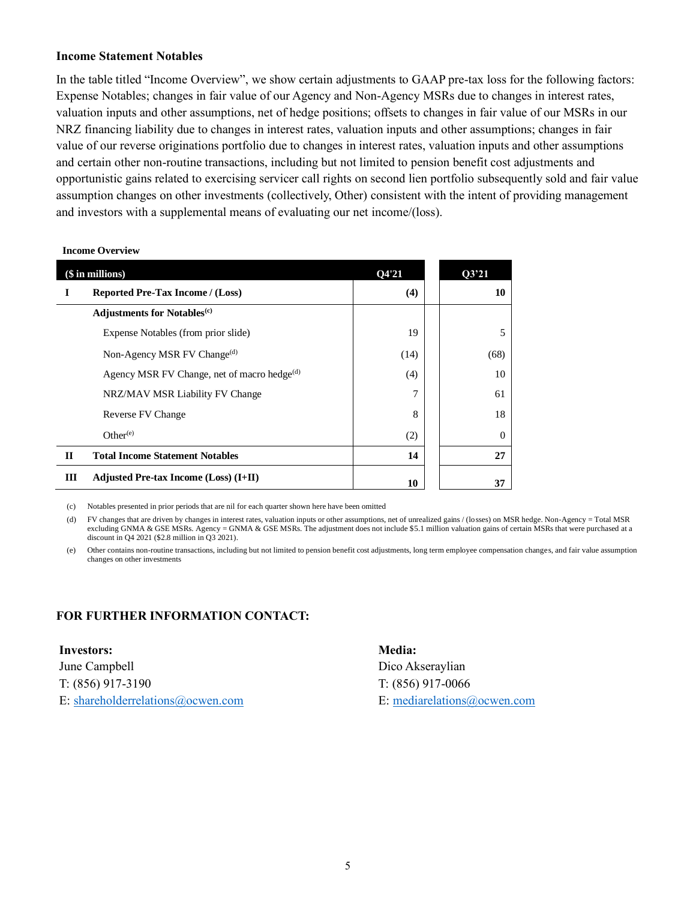### Income Statement Notables

In the table titled "Income Overview", we show certain adjustments to GAAP pre-tax loss for the following factors: Expense Notables; changes in fair value of our Agency and Non-Agency MSRs due to changes in interest rates, valuation inputs and other assumptions, net of hedge positions; offsets to changes in fair value of our MSRs in our NRZ financing liability due to changes in interest rates, valuation inputs and other assumptions; changes in fair value of our reverse originations portfolio due to changes in interest rates, valuation inputs and other assumptions and certain other non-routine transactions, including but not limited to pension benefit cost adjustments and opportunistic gains related to exercising servicer call rights on second lien portfolio subsequently sold and fair value assumption changes on other investments (collectively, Other) consistent with the intent of providing management and investors with a supplemental means of evaluating our net income/(loss).

**Income Overview**

| | ($ in millions) | Q4'21 | Q3'21 |
|---|---|---|---|
| **I** | **Reported Pre-Tax Income / (Loss)** | **(4)** | **10** |
| | **Adjustments for Notables**[(c)] | | |
| | Expense Notables (from prior slide) | 19 | 5 |
| | Non-Agency MSR FV Change[(d)] | (14) | (68) |
| | Agency MSR FV Change, net of macro hedge[(d)] | (4) | 10 |
| | NRZ/MAV MSR Liability FV Change | 7 | 61 |
| | Reverse FV Change | 8 | 18 |
| | Other[(e)] | (2) | 0 |
| **II** | **Total Income Statement Notables** | **14** | **27** |
| **III** | **Adjusted Pre-tax Income (Loss) (I+II)** | **10** | **37** |

(c) Notables presented in prior periods that are nil for each quarter shown here have been omitted

(d) FV changes that are driven by changes in interest rates, valuation inputs or other assumptions, net of unrealized gains / (losses) on MSR hedge. Non-Agency = Total MSR excluding GNMA & GSE MSRs. Agency = GNMA & GSE MSRs. The adjustment does not include $5.1 million valuation gains of certain MSRs that were purchased at a discount in Q4 2021 ($2.8 million in Q3 2021).

(e) Other contains non-routine transactions, including but not limited to pension benefit cost adjustments, long term employee compensation changes, and fair value assumption changes on other investments

### FOR FURTHER INFORMATION CONTACT:

**Investors:**
June Campbell
T: (856) 917-3190
E: shareholderrelations@ocwen.com

**Media:**
Dico Akseraylian
T: (856) 917-0066
E: mediarelations@ocwen.com